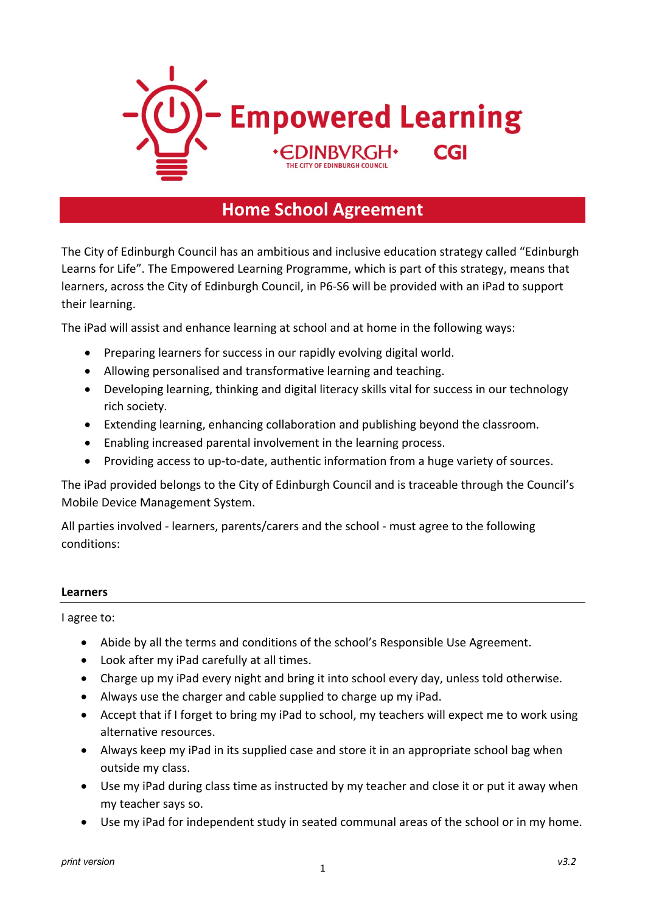# Empowered Learning

EDINBVRGH
THE CITY OF EDINBURGH COUNCIL

CGI

## Home School Agreement

The City of Edinburgh Council has an ambitious and inclusive education strategy called "Edinburgh Learns for Life". The Empowered Learning Programme, which is part of this strategy, means that learners, across the City of Edinburgh Council, in P6-S6 will be provided with an iPad to support their learning.

The iPad will assist and enhance learning at school and at home in the following ways:

- Preparing learners for success in our rapidly evolving digital world.
- Allowing personalised and transformative learning and teaching.
- Developing learning, thinking and digital literacy skills vital for success in our technology rich society.
- Extending learning, enhancing collaboration and publishing beyond the classroom.
- Enabling increased parental involvement in the learning process.
- Providing access to up-to-date, authentic information from a huge variety of sources.

The iPad provided belongs to the City of Edinburgh Council and is traceable through the Council's Mobile Device Management System.

All parties involved - learners, parents/carers and the school - must agree to the following conditions:

### Learners

I agree to:

- Abide by all the terms and conditions of the school's Responsible Use Agreement.
- Look after my iPad carefully at all times.
- Charge up my iPad every night and bring it into school every day, unless told otherwise.
- Always use the charger and cable supplied to charge up my iPad.
- Accept that if I forget to bring my iPad to school, my teachers will expect me to work using alternative resources.
- Always keep my iPad in its supplied case and store it in an appropriate school bag when outside my class.
- Use my iPad during class time as instructed by my teacher and close it or put it away when my teacher says so.
- Use my iPad for independent study in seated communal areas of the school or in my home.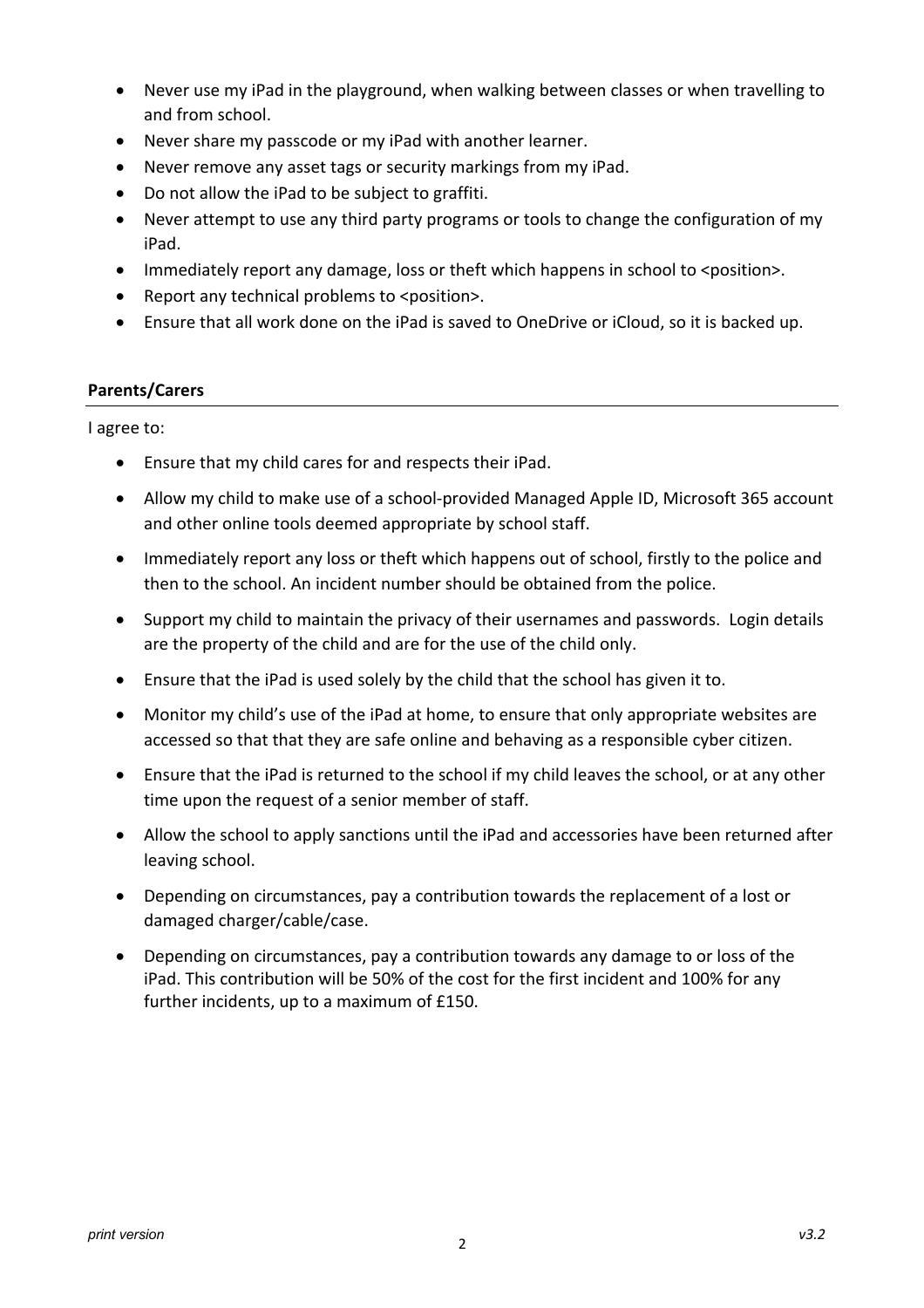- Never use my iPad in the playground, when walking between classes or when travelling to and from school.
- Never share my passcode or my iPad with another learner.
- Never remove any asset tags or security markings from my iPad.
- Do not allow the iPad to be subject to graffiti.
- Never attempt to use any third party programs or tools to change the configuration of my iPad.
- Immediately report any damage, loss or theft which happens in school to <position>.
- Report any technical problems to <position>.
- Ensure that all work done on the iPad is saved to OneDrive or iCloud, so it is backed up.

**Parents/Carers**

I agree to:

- Ensure that my child cares for and respects their iPad.
- Allow my child to make use of a school-provided Managed Apple ID, Microsoft 365 account and other online tools deemed appropriate by school staff.
- Immediately report any loss or theft which happens out of school, firstly to the police and then to the school. An incident number should be obtained from the police.
- Support my child to maintain the privacy of their usernames and passwords. Login details are the property of the child and are for the use of the child only.
- Ensure that the iPad is used solely by the child that the school has given it to.
- Monitor my child's use of the iPad at home, to ensure that only appropriate websites are accessed so that that they are safe online and behaving as a responsible cyber citizen.
- Ensure that the iPad is returned to the school if my child leaves the school, or at any other time upon the request of a senior member of staff.
- Allow the school to apply sanctions until the iPad and accessories have been returned after leaving school.
- Depending on circumstances, pay a contribution towards the replacement of a lost or damaged charger/cable/case.
- Depending on circumstances, pay a contribution towards any damage to or loss of the iPad. This contribution will be 50% of the cost for the first incident and 100% for any further incidents, up to a maximum of £150.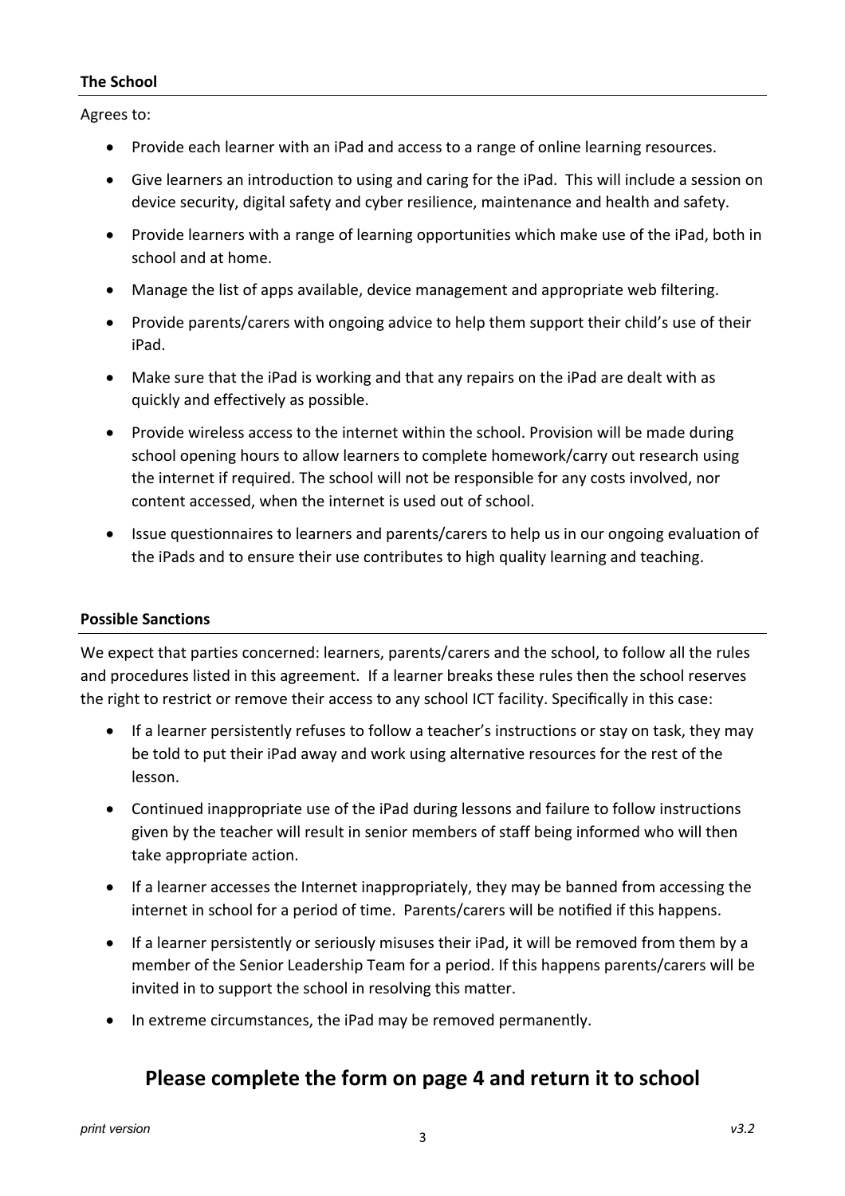### The School

Agrees to:

- Provide each learner with an iPad and access to a range of online learning resources.
- Give learners an introduction to using and caring for the iPad. This will include a session on device security, digital safety and cyber resilience, maintenance and health and safety.
- Provide learners with a range of learning opportunities which make use of the iPad, both in school and at home.
- Manage the list of apps available, device management and appropriate web filtering.
- Provide parents/carers with ongoing advice to help them support their child's use of their iPad.
- Make sure that the iPad is working and that any repairs on the iPad are dealt with as quickly and effectively as possible.
- Provide wireless access to the internet within the school. Provision will be made during school opening hours to allow learners to complete homework/carry out research using the internet if required. The school will not be responsible for any costs involved, nor content accessed, when the internet is used out of school.
- Issue questionnaires to learners and parents/carers to help us in our ongoing evaluation of the iPads and to ensure their use contributes to high quality learning and teaching.

### Possible Sanctions

We expect that parties concerned: learners, parents/carers and the school, to follow all the rules and procedures listed in this agreement. If a learner breaks these rules then the school reserves the right to restrict or remove their access to any school ICT facility. Specifically in this case:

- If a learner persistently refuses to follow a teacher's instructions or stay on task, they may be told to put their iPad away and work using alternative resources for the rest of the lesson.
- Continued inappropriate use of the iPad during lessons and failure to follow instructions given by the teacher will result in senior members of staff being informed who will then take appropriate action.
- If a learner accesses the Internet inappropriately, they may be banned from accessing the internet in school for a period of time. Parents/carers will be notified if this happens.
- If a learner persistently or seriously misuses their iPad, it will be removed from them by a member of the Senior Leadership Team for a period. If this happens parents/carers will be invited in to support the school in resolving this matter.
- In extreme circumstances, the iPad may be removed permanently.

## Please complete the form on page 4 and return it to school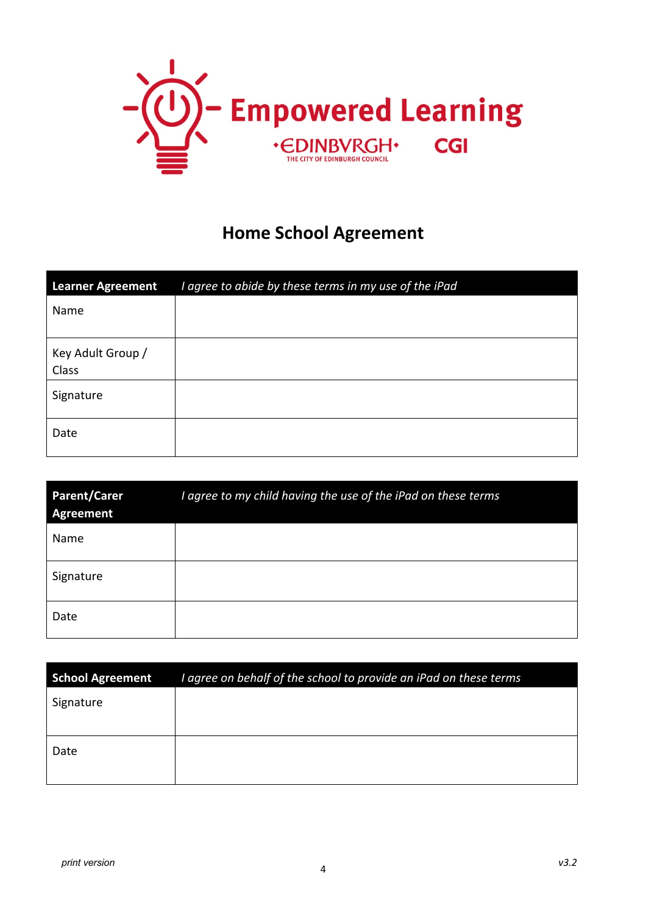Empowered Learning

EDINBVRGH THE CITY OF EDINBURGH COUNCIL CGI

# Home School Agreement

| **Learner Agreement** | *I agree to abide by these terms in my use of the iPad* |
| --- | --- |
| Name | |
| Key Adult Group / Class | |
| Signature | |
| Date | |

| **Parent/Carer Agreement** | *I agree to my child having the use of the iPad on these terms* |
| --- | --- |
| Name | |
| Signature | |
| Date | |

| **School Agreement** | *I agree on behalf of the school to provide an iPad on these terms* |
| --- | --- |
| Signature | |
| Date | |

*print version*

*v3.2*